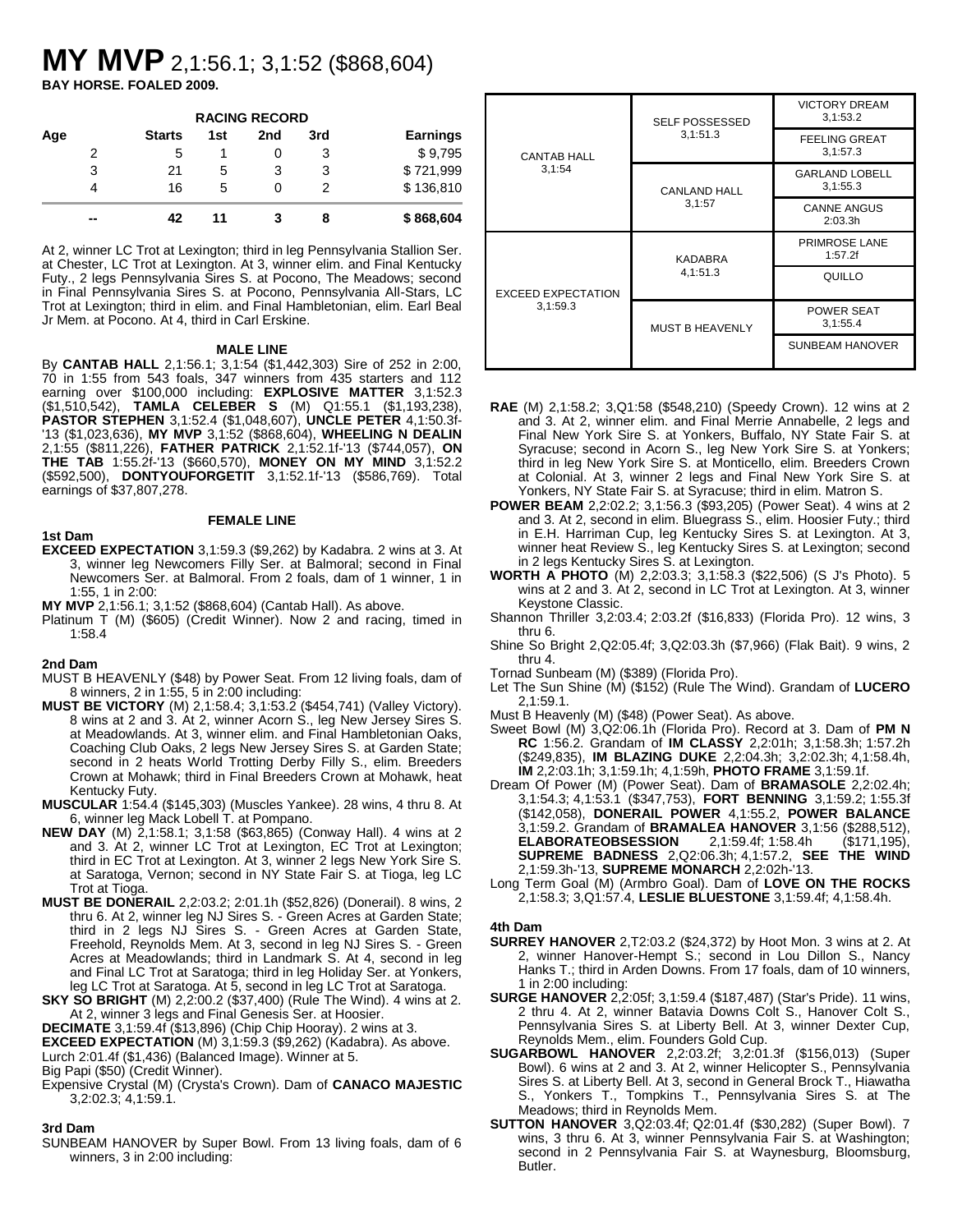# MY MVP 2,1:56.1; 3,1:52 ($868,604)

**BAY HORSE. FOALED 2009.**

**RACING RECORD**

| Age | Starts | 1st | 2nd | 3rd | Earnings |
|---|---|---|---|---|---|
| 2 | 5 | 1 | 0 | 3 | $ 9,795 |
| 3 | 21 | 5 | 3 | 3 | $ 721,999 |
| 4 | 16 | 5 | 0 | 2 | $ 136,810 |
| -- | 42 | 11 | 3 | 8 | $ 868,604 |

At 2, winner LC Trot at Lexington; third in leg Pennsylvania Stallion Ser. at Chester, LC Trot at Lexington. At 3, winner elim. and Final Kentucky Futy., 2 legs Pennsylvania Sires S. at Pocono, The Meadows; second in Final Pennsylvania Sires S. at Pocono, Pennsylvania All-Stars, LC Trot at Lexington; third in elim. and Final Hambletonian, elim. Earl Beal Jr Mem. at Pocono. At 4, third in Carl Erskine.

| | | |
|---|---|---|
| CANTAB HALL 3,1:54 | SELF POSSESSED 3,1:51.3 | VICTORY DREAM 3,1:53.2 |
| | | FEELING GREAT 3,1:57.3 |
| | CANLAND HALL 3,1:57 | GARLAND LOBELL 3,1:55.3 |
| | | CANNE ANGUS 2:03.3h |
| EXCEED EXPECTATION 3,1:59.3 | KADABRA 4,1:51.3 | PRIMROSE LANE 1:57.2f |
| | | QUILLO |
| | MUST B HEAVENLY | POWER SEAT 3,1:55.4 |
| | | SUNBEAM HANOVER |

### MALE LINE

By **CANTAB HALL** 2,1:56.1; 3,1:54 ($1,442,303) Sire of 252 in 2:00, 70 in 1:55 from 543 foals, 347 winners from 435 starters and 112 earning over $100,000 including: **EXPLOSIVE MATTER** 3,1:52.3 ($1,510,542), **TAMLA CELEBER S** (M) Q1:55.1 ($1,193,238), **PASTOR STEPHEN** 3,1:52.4 ($1,048,607), **UNCLE PETER** 4,1:50.3f-'13 ($1,023,636), **MY MVP** 3,1:52 ($868,604), **WHEELING N DEALIN** 2,1:55 ($811,226), **FATHER PATRICK** 2,1:52.1f-'13 ($744,057), **ON THE TAB** 1:55.2f-'13 ($660,570), **MONEY ON MY MIND** 3,1:52.2 ($592,500), **DONTYOUFORGETIT** 3,1:52.1f-'13 ($586,769). Total earnings of $37,807,278.

### FEMALE LINE

**1st Dam**

**EXCEED EXPECTATION** 3,1:59.3 ($9,262) by Kadabra. 2 wins at 3. At 3, winner leg Newcomers Filly Ser. at Balmoral; second in Final Newcomers Ser. at Balmoral. From 2 foals, dam of 1 winner, 1 in 1:55, 1 in 2:00:

**MY MVP** 2,1:56.1; 3,1:52 ($868,604) (Cantab Hall). As above.

Platinum T (M) ($605) (Credit Winner). Now 2 and racing, timed in 1:58.4

**2nd Dam**

MUST B HEAVENLY ($48) by Power Seat. From 12 living foals, dam of 8 winners, 2 in 1:55, 5 in 2:00 including:

**MUST BE VICTORY** (M) 2,1:58.4; 3,1:53.2 ($454,741) (Valley Victory). 8 wins at 2 and 3. At 2, winner Acorn S., leg New Jersey Sires S. at Meadowlands. At 3, winner elim. and Final Hambletonian Oaks, Coaching Club Oaks, 2 legs New Jersey Sires S. at Garden State; second in 2 heats World Trotting Derby Filly S., elim. Breeders Crown at Mohawk; third in Final Breeders Crown at Mohawk, heat Kentucky Futy.

**MUSCULAR** 1:54.4 ($145,303) (Muscles Yankee). 28 wins, 4 thru 8. At 6, winner leg Mack Lobell T. at Pompano.

**NEW DAY** (M) 2,1:58.1; 3,1:58 ($63,865) (Conway Hall). 4 wins at 2 and 3. At 2, winner LC Trot at Lexington, EC Trot at Lexington; third in EC Trot at Lexington. At 3, winner 2 legs New York Sire S. at Saratoga, Vernon; second in NY State Fair S. at Tioga, leg LC Trot at Tioga.

**MUST BE DONERAIL** 2,2:03.2; 2:01.1h ($52,826) (Donerail). 8 wins, 2 thru 6. At 2, winner leg NJ Sires S. - Green Acres at Garden State; third in 2 legs NJ Sires S. - Green Acres at Garden State, Freehold, Reynolds Mem. At 3, second in leg NJ Sires S. - Green Acres at Meadowlands; third in Landmark S. At 4, second in leg and Final LC Trot at Saratoga; third in leg Holiday Ser. at Yonkers, leg LC Trot at Saratoga. At 5, second in leg LC Trot at Saratoga.

**SKY SO BRIGHT** (M) 2,2:00.2 ($37,400) (Rule The Wind). 4 wins at 2. At 2, winner 3 legs and Final Genesis Ser. at Hoosier.

**DECIMATE** 3,1:59.4f ($13,896) (Chip Chip Hooray). 2 wins at 3.

**EXCEED EXPECTATION** (M) 3,1:59.3 ($9,262) (Kadabra). As above.

Lurch 2:01.4f ($1,436) (Balanced Image). Winner at 5.

Big Papi ($50) (Credit Winner).

Expensive Crystal (M) (Crysta's Crown). Dam of **CANACO MAJESTIC** 3,2:02.3; 4,1:59.1.

**3rd Dam**

SUNBEAM HANOVER by Super Bowl. From 13 living foals, dam of 6 winners, 3 in 2:00 including:

**RAE** (M) 2,1:58.2; 3,Q1:58 ($548,210) (Speedy Crown). 12 wins at 2 and 3. At 2, winner elim. and Final Merrie Annabelle, 2 legs and Final New York Sire S. at Yonkers, Buffalo, NY State Fair S. at Syracuse; second in Acorn S., leg New York Sire S. at Yonkers; third in leg New York Sire S. at Monticello, elim. Breeders Crown at Colonial. At 3, winner 2 legs and Final New York Sire S. at Yonkers, NY State Fair S. at Syracuse; third in elim. Matron S.

**POWER BEAM** 2,2:02.2; 3,1:56.3 ($93,205) (Power Seat). 4 wins at 2 and 3. At 2, second in elim. Bluegrass S., elim. Hoosier Futy.; third in E.H. Harriman Cup, leg Kentucky Sires S. at Lexington. At 3, winner heat Review S., leg Kentucky Sires S. at Lexington; second in 2 legs Kentucky Sires S. at Lexington.

**WORTH A PHOTO** (M) 2,2:03.3; 3,1:58.3 ($22,506) (S J's Photo). 5 wins at 2 and 3. At 2, second in LC Trot at Lexington. At 3, winner Keystone Classic.

Shannon Thriller 3,2:03.4; 2:03.2f ($16,833) (Florida Pro). 12 wins, 3 thru 6.

Shine So Bright 2,Q2:05.4f; 3,Q2:03.3h ($7,966) (Flak Bait). 9 wins, 2 thru 4.

Tornad Sunbeam (M) ($389) (Florida Pro).

Let The Sun Shine (M) ($152) (Rule The Wind). Grandam of **LUCERO** 2,1:59.1.

Must B Heavenly (M) ($48) (Power Seat). As above.

Sweet Bowl (M) 3,Q2:06.1h (Florida Pro). Record at 3. Dam of **PM N RC** 1:56.2. Grandam of **IM CLASSY** 2,2:01h; 3,1:58.3h; 1:57.2h ($249,835), **IM BLAZING DUKE** 2,2:04.3h; 3,2:02.3h; 4,1:58.4h, **IM** 2,2:03.1h; 3,1:59.1h; 4,1:59h, **PHOTO FRAME** 3,1:59.1f.

Dream Of Power (M) (Power Seat). Dam of **BRAMASOLE** 2,2:02.4h; 3,1:54.3; 4,1:53.1 ($347,753), **FORT BENNING** 3,1:59.2; 1:55.3f ($142,058), **DONERAIL POWER** 4,1:55.2, **POWER BALANCE** 3,1:59.2. Grandam of **BRAMALEA HANOVER** 3,1:56 ($288,512), **ELABORATEOBSESSION** 2,1:59.4f; 1:58.4h ($171,195), **SUPREME BADNESS** 2,Q2:06.3h; 4,1:57.2, **SEE THE WIND** 2,1:59.3h-'13, **SUPREME MONARCH** 2,2:02h-'13.

Long Term Goal (M) (Armbro Goal). Dam of **LOVE ON THE ROCKS** 2,1:58.3; 3,Q1:57.4, **LESLIE BLUESTONE** 3,1:59.4f; 4,1:58.4h.

**4th Dam**

**SURREY HANOVER** 2,T2:03.2 ($24,372) by Hoot Mon. 3 wins at 2. At 2, winner Hanover-Hempt S.; second in Lou Dillon S., Nancy Hanks T.; third in Arden Downs. From 17 foals, dam of 10 winners, 1 in 2:00 including:

**SURGE HANOVER** 2,2:05f; 3,1:59.4 ($187,487) (Star's Pride). 11 wins, 2 thru 4. At 2, winner Batavia Downs Colt S., Hanover Colt S., Pennsylvania Sires S. at Liberty Bell. At 3, winner Dexter Cup, Reynolds Mem., elim. Founders Gold Cup.

**SUGARBOWL HANOVER** 2,2:03.2f; 3,2:01.3f ($156,013) (Super Bowl). 6 wins at 2 and 3. At 2, winner Helicopter S., Pennsylvania Sires S. at Liberty Bell. At 3, second in General Brock T., Hiawatha S., Yonkers T., Tompkins T., Pennsylvania Sires S. at The Meadows; third in Reynolds Mem.

**SUTTON HANOVER** 3,Q2:03.4f; Q2:01.4f ($30,282) (Super Bowl). 7 wins, 3 thru 6. At 3, winner Pennsylvania Fair S. at Washington; second in 2 Pennsylvania Fair S. at Waynesburg, Bloomsburg, Butler.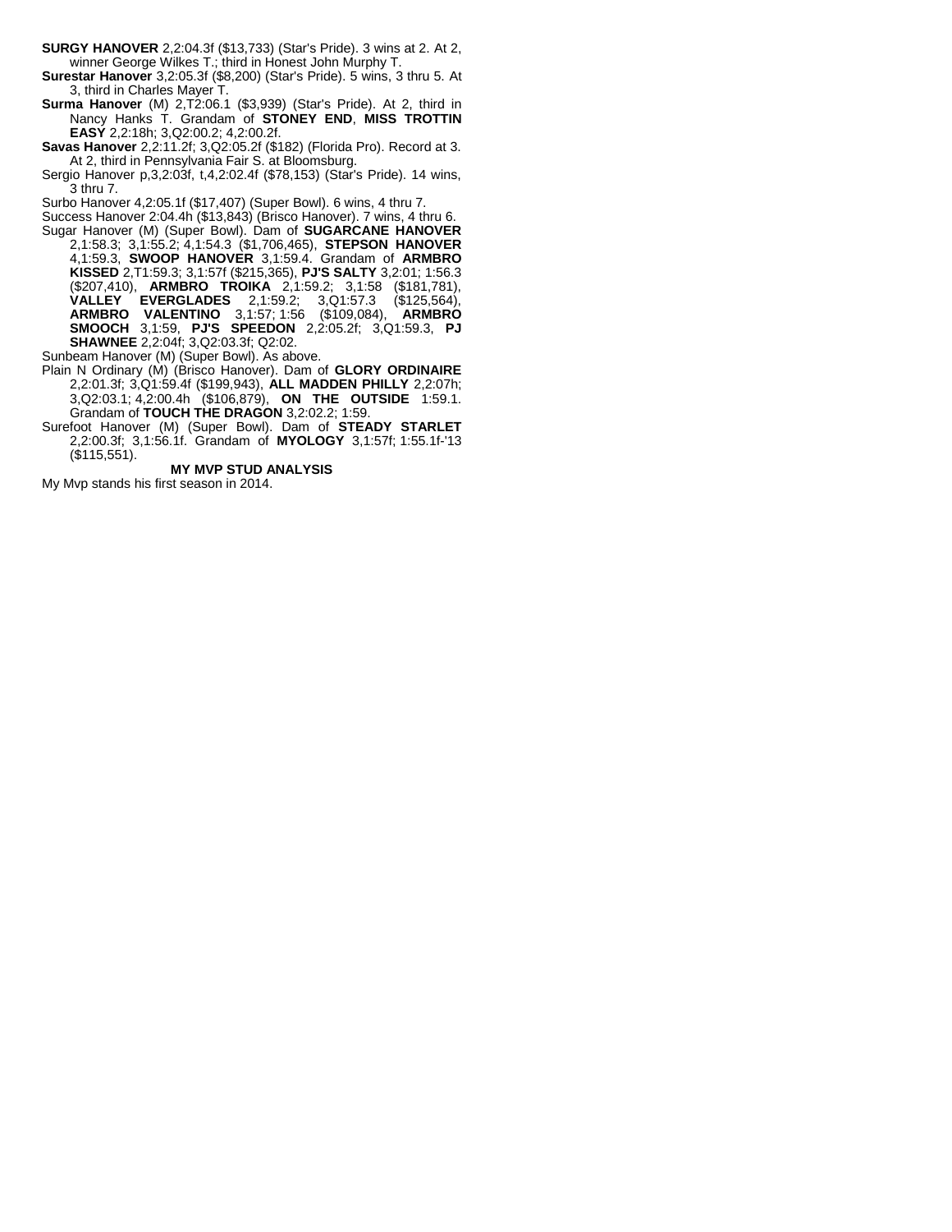**SURGY HANOVER** 2,2:04.3f ($13,733) (Star's Pride). 3 wins at 2. At 2, winner George Wilkes T.; third in Honest John Murphy T.

**Surestar Hanover** 3,2:05.3f ($8,200) (Star's Pride). 5 wins, 3 thru 5. At 3, third in Charles Mayer T.

**Surma Hanover** (M) 2,T2:06.1 ($3,939) (Star's Pride). At 2, third in Nancy Hanks T. Grandam of **STONEY END**, **MISS TROTTIN EASY** 2,2:18h; 3,Q2:00.2; 4,2:00.2f.

**Savas Hanover** 2,2:11.2f; 3,Q2:05.2f ($182) (Florida Pro). Record at 3. At 2, third in Pennsylvania Fair S. at Bloomsburg.

Sergio Hanover p,3,2:03f, t,4,2:02.4f ($78,153) (Star's Pride). 14 wins, 3 thru 7.

Surbo Hanover 4,2:05.1f ($17,407) (Super Bowl). 6 wins, 4 thru 7.

Success Hanover 2:04.4h ($13,843) (Brisco Hanover). 7 wins, 4 thru 6.

Sugar Hanover (M) (Super Bowl). Dam of **SUGARCANE HANOVER** 2,1:58.3; 3,1:55.2; 4,1:54.3 ($1,706,465), **STEPSON HANOVER** 4,1:59.3, **SWOOP HANOVER** 3,1:59.4. Grandam of **ARMBRO KISSED** 2,T1:59.3; 3,1:57f ($215,365), **PJ'S SALTY** 3,2:01; 1:56.3 ($207,410), **ARMBRO TROIKA** 2,1:59.2; 3,1:58 ($181,781), **VALLEY EVERGLADES** 2,1:59.2; 3,Q1:57.3 ($125,564), **ARMBRO VALENTINO** 3,1:57; 1:56 ($109,084), **ARMBRO SMOOCH** 3,1:59, **PJ'S SPEEDON** 2,2:05.2f; 3,Q1:59.3, **PJ SHAWNEE** 2,2:04f; 3,Q2:03.3f; Q2:02.

Sunbeam Hanover (M) (Super Bowl). As above.

Plain N Ordinary (M) (Brisco Hanover). Dam of **GLORY ORDINAIRE** 2,2:01.3f; 3,Q1:59.4f ($199,943), **ALL MADDEN PHILLY** 2,2:07h; 3,Q2:03.1; 4,2:00.4h ($106,879), **ON THE OUTSIDE** 1:59.1. Grandam of **TOUCH THE DRAGON** 3,2:02.2; 1:59.

Surefoot Hanover (M) (Super Bowl). Dam of **STEADY STARLET** 2,2:00.3f; 3,1:56.1f. Grandam of **MYOLOGY** 3,1:57f; 1:55.1f-'13 ($115,551).

**MY MVP STUD ANALYSIS**

My Mvp stands his first season in 2014.